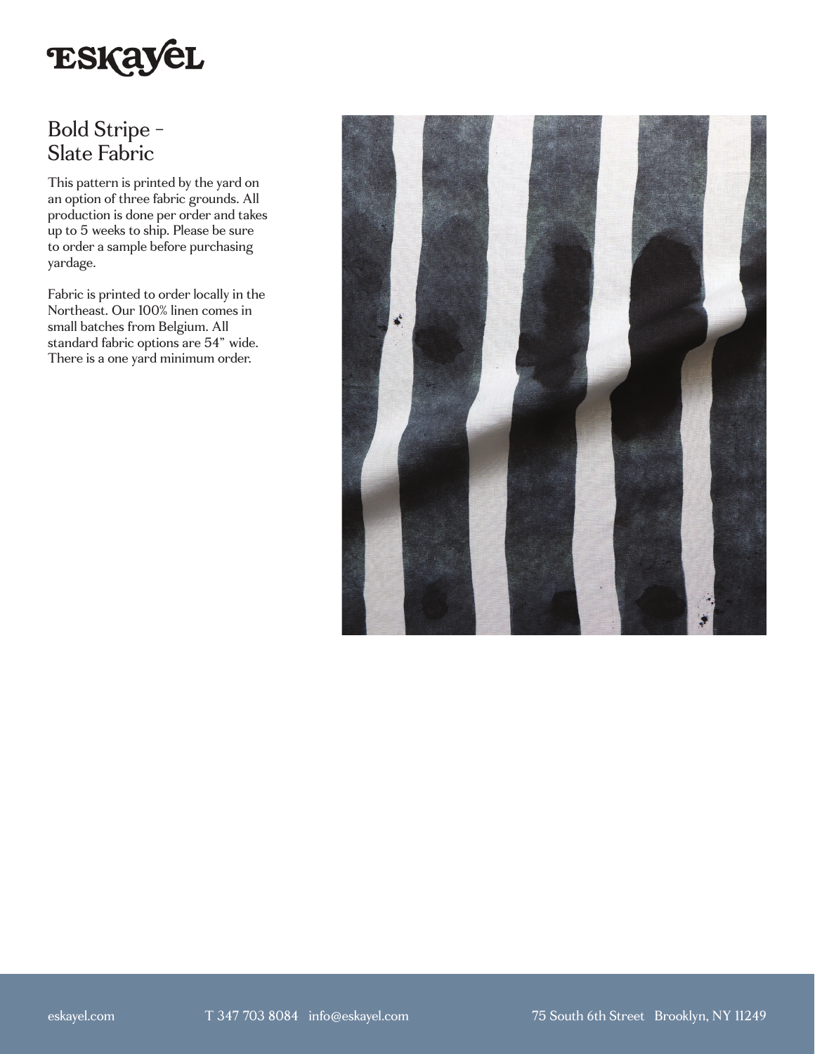# Eskayel

## Bold Stripe - Slate Fabric

This pattern is printed by the yard on an option of three fabric grounds. All production is done per order and takes up to 5 weeks to ship. Please be sure to order a sample before purchasing yardage.

Fabric is printed to order locally in the Northeast. Our 100% linen comes in small batches from Belgium. All standard fabric options are 54" wide. There is a one yard minimum order.

eskayel.com T 347 703 8084 info@eskayel.com 75 South 6th Street Brooklyn, NY 11249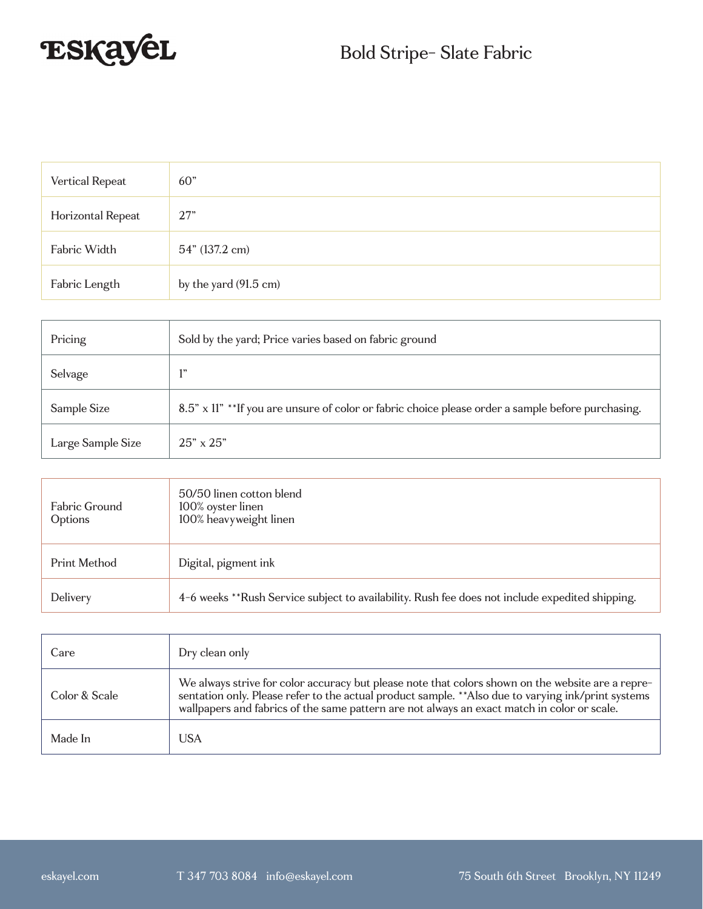ESKAYEL

# Bold Stripe- Slate Fabric

| | |
|---|---|
| Vertical Repeat | 60” |
| Horizontal Repeat | 27” |
| Fabric Width | 54” (137.2 cm) |
| Fabric Length | by the yard (91.5 cm) |

| | |
|---|---|
| Pricing | Sold by the yard; Price varies based on fabric ground |
| Selvage | 1” |
| Sample Size | 8.5” x 11” **If you are unsure of color or fabric choice please order a sample before purchasing. |
| Large Sample Size | 25” x 25” |

| | |
|---|---|
| Fabric Ground Options | 50/50 linen cotton blend<br>100% oyster linen<br>100% heavyweight linen |
| Print Method | Digital, pigment ink |
| Delivery | 4-6 weeks **Rush Service subject to availability. Rush fee does not include expedited shipping. |

| | |
|---|---|
| Care | Dry clean only |
| Color & Scale | We always strive for color accuracy but please note that colors shown on the website are a representation only. Please refer to the actual product sample. **Also due to varying ink/print systems wallpapers and fabrics of the same pattern are not always an exact match in color or scale. |
| Made In | USA |

eskayel.com T 347 703 8084 info@eskayel.com 75 South 6th Street Brooklyn, NY 11249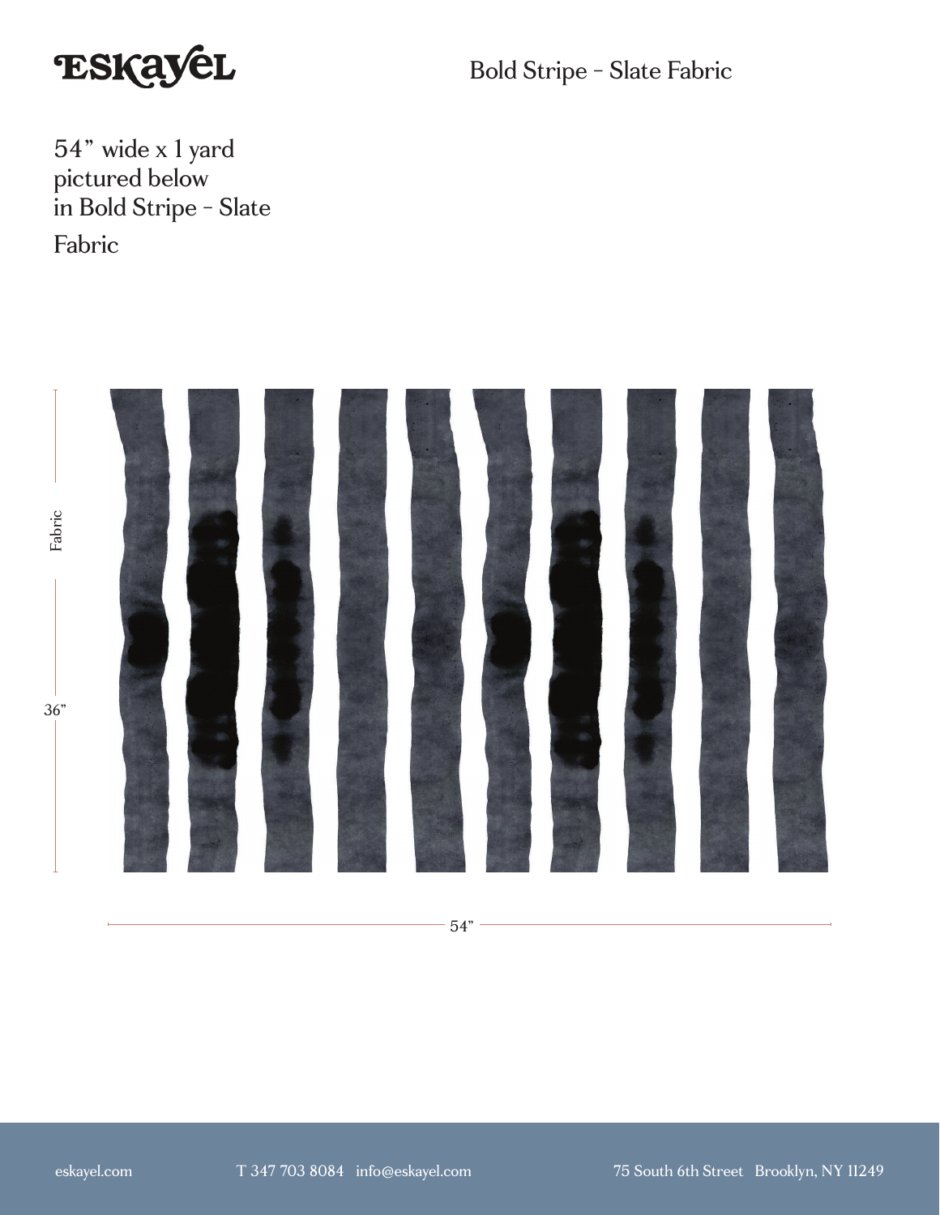ESKAYEL

Bold Stripe - Slate Fabric

54" wide x 1 yard
pictured below
in Bold Stripe - Slate
Fabric

Fabric

36"

54"

eskayel.com T 347 703 8084 info@eskayel.com 75 South 6th Street Brooklyn, NY 11249